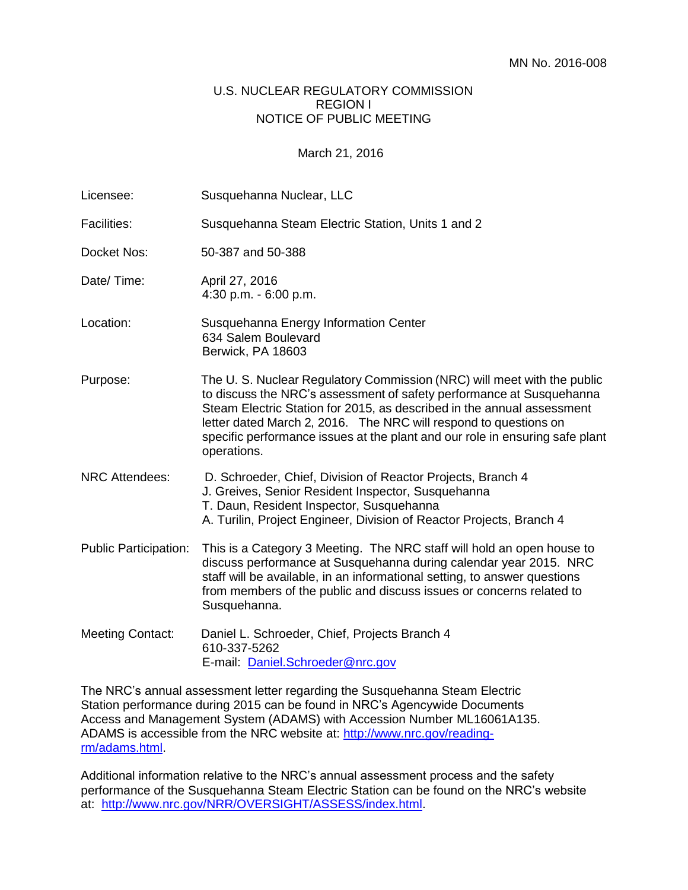MN No. 2016-008

U.S. NUCLEAR REGULATORY COMMISSION
REGION I
NOTICE OF PUBLIC MEETING

March 21, 2016

| | |
|---|---|
| Licensee: | Susquehanna Nuclear, LLC |
| Facilities: | Susquehanna Steam Electric Station, Units 1 and 2 |
| Docket Nos: | 50-387 and 50-388 |
| Date/ Time: | April 27, 2016<br>4:30 p.m. - 6:00 p.m. |
| Location: | Susquehanna Energy Information Center<br>634 Salem Boulevard<br>Berwick, PA 18603 |
| Purpose: | The U. S. Nuclear Regulatory Commission (NRC) will meet with the public to discuss the NRC's assessment of safety performance at Susquehanna Steam Electric Station for 2015, as described in the annual assessment letter dated March 2, 2016. The NRC will respond to questions on specific performance issues at the plant and our role in ensuring safe plant operations. |
| NRC Attendees: | D. Schroeder, Chief, Division of Reactor Projects, Branch 4<br>J. Greives, Senior Resident Inspector, Susquehanna<br>T. Daun, Resident Inspector, Susquehanna<br>A. Turilin, Project Engineer, Division of Reactor Projects, Branch 4 |
| Public Participation: | This is a Category 3 Meeting. The NRC staff will hold an open house to discuss performance at Susquehanna during calendar year 2015. NRC staff will be available, in an informational setting, to answer questions from members of the public and discuss issues or concerns related to Susquehanna. |
| Meeting Contact: | Daniel L. Schroeder, Chief, Projects Branch 4<br>610-337-5262<br>E-mail: Daniel.Schroeder@nrc.gov |

The NRC's annual assessment letter regarding the Susquehanna Steam Electric Station performance during 2015 can be found in NRC's Agencywide Documents Access and Management System (ADAMS) with Accession Number ML16061A135. ADAMS is accessible from the NRC website at: http://www.nrc.gov/reading-rm/adams.html.

Additional information relative to the NRC's annual assessment process and the safety performance of the Susquehanna Steam Electric Station can be found on the NRC's website at: http://www.nrc.gov/NRR/OVERSIGHT/ASSESS/index.html.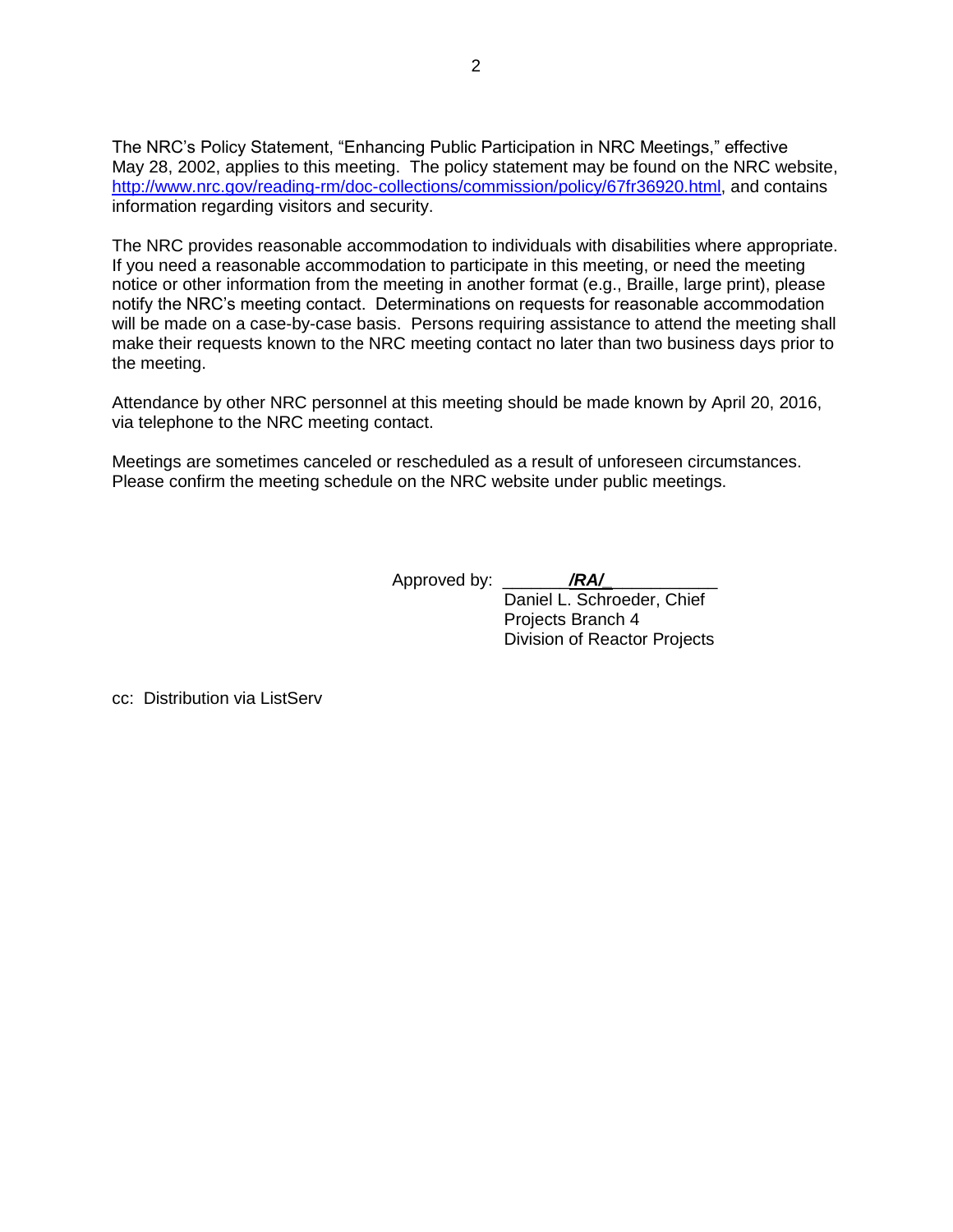The NRC's Policy Statement, "Enhancing Public Participation in NRC Meetings," effective May 28, 2002, applies to this meeting. The policy statement may be found on the NRC website, http://www.nrc.gov/reading-rm/doc-collections/commission/policy/67fr36920.html, and contains information regarding visitors and security.

The NRC provides reasonable accommodation to individuals with disabilities where appropriate. If you need a reasonable accommodation to participate in this meeting, or need the meeting notice or other information from the meeting in another format (e.g., Braille, large print), please notify the NRC's meeting contact. Determinations on requests for reasonable accommodation will be made on a case-by-case basis. Persons requiring assistance to attend the meeting shall make their requests known to the NRC meeting contact no later than two business days prior to the meeting.

Attendance by other NRC personnel at this meeting should be made known by April 20, 2016, via telephone to the NRC meeting contact.

Meetings are sometimes canceled or rescheduled as a result of unforeseen circumstances. Please confirm the meeting schedule on the NRC website under public meetings.

Approved by: ***/RA/***
Daniel L. Schroeder, Chief
Projects Branch 4
Division of Reactor Projects

cc: Distribution via ListServ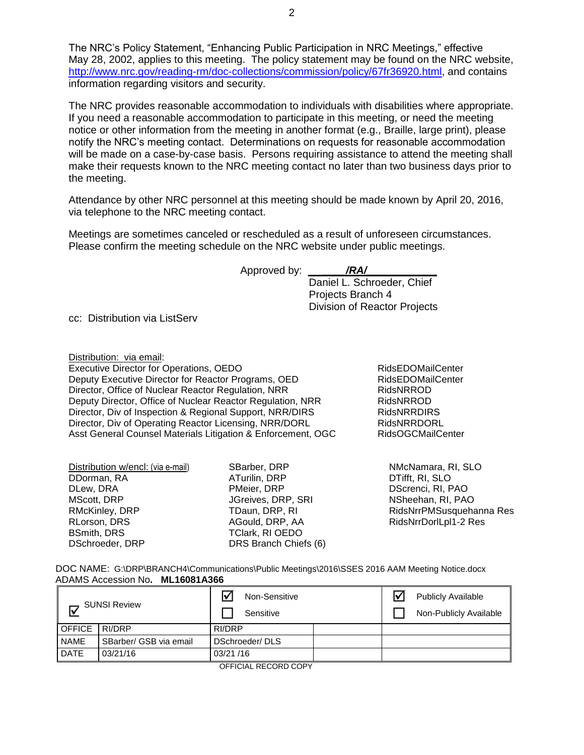The NRC's Policy Statement, "Enhancing Public Participation in NRC Meetings," effective May 28, 2002, applies to this meeting. The policy statement may be found on the NRC website, http://www.nrc.gov/reading-rm/doc-collections/commission/policy/67fr36920.html, and contains information regarding visitors and security.

The NRC provides reasonable accommodation to individuals with disabilities where appropriate. If you need a reasonable accommodation to participate in this meeting, or need the meeting notice or other information from the meeting in another format (e.g., Braille, large print), please notify the NRC's meeting contact. Determinations on requests for reasonable accommodation will be made on a case-by-case basis. Persons requiring assistance to attend the meeting shall make their requests known to the NRC meeting contact no later than two business days prior to the meeting.

Attendance by other NRC personnel at this meeting should be made known by April 20, 2016, via telephone to the NRC meeting contact.

Meetings are sometimes canceled or rescheduled as a result of unforeseen circumstances. Please confirm the meeting schedule on the NRC website under public meetings.

Approved by: ***/RA/***
Daniel L. Schroeder, Chief
Projects Branch 4
Division of Reactor Projects

cc: Distribution via ListServ

Distribution: via email:

| | |
|---|---|
| Executive Director for Operations, OEDO | RidsEDOMailCenter |
| Deputy Executive Director for Reactor Programs, OED | RidsEDOMailCenter |
| Director, Office of Nuclear Reactor Regulation, NRR | RidsNRROD |
| Deputy Director, Office of Nuclear Reactor Regulation, NRR | RidsNRROD |
| Director, Div of Inspection & Regional Support, NRR/DIRS | RidsNRRDIRS |
| Director, Div of Operating Reactor Licensing, NRR/DORL | RidsNRRDORL |
| Asst General Counsel Materials Litigation & Enforcement, OGC | RidsOGCMailCenter |

Distribution w/encl: (via e-mail)

| | | |
|---|---|---|
| DDorman, RA | SBarber, DRP | NMcNamara, RI, SLO |
| DLew, DRA | ATurilin, DRP | DTifft, RI, SLO |
| MScott, DRP | PMeier, DRP | DScrenci, RI, PAO |
| RMcKinley, DRP | JGreives, DRP, SRI | NSheehan, RI, PAO |
| RLorson, DRS | TDaun, DRP, RI | RidsNrrPMSusquehanna Res |
| BSmith, DRS | AGould, DRP, AA | RidsNrrDorlLpl1-2 Res |
| DSchroeder, DRP | TClark, RI OEDO | |
| | DRS Branch Chiefs (6) | |

DOC NAME: G:\DRP\BRANCH4\Communications\Public Meetings\2016\SSES 2016 AAM Meeting Notice.docx
ADAMS Accession No. **ML16081A366**

| ☑ SUNSI Review | | ☑ Non-Sensitive<br>☐ Sensitive | | ☑ Publicly Available<br>☐ Non-Publicly Available |
|---|---|---|---|---|
| OFFICE | RI/DRP | RI/DRP | | |
| NAME | SBarber/ GSB via email | DSchroeder/ DLS | | |
| DATE | 03/21/16 | 03/21 /16 | | |

OFFICIAL RECORD COPY